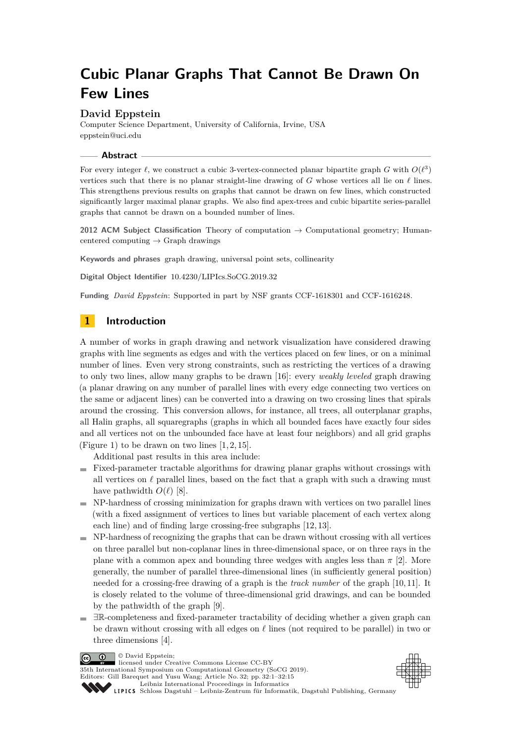# Cubic Planar Graphs That Cannot Be Drawn On Few Lines

**David Eppstein**

Computer Science Department, University of California, Irvine, USA
eppstein@uci.edu

## Abstract

For every integer $\ell$, we construct a cubic 3-vertex-connected planar bipartite graph $G$ with $O(\ell^3)$ vertices such that there is no planar straight-line drawing of $G$ whose vertices all lie on $\ell$ lines. This strengthens previous results on graphs that cannot be drawn on few lines, which constructed significantly larger maximal planar graphs. We also find apex-trees and cubic bipartite series-parallel graphs that cannot be drawn on a bounded number of lines.

**2012 ACM Subject Classification** Theory of computation → Computational geometry; Human-centered computing → Graph drawings

**Keywords and phrases** graph drawing, universal point sets, collinearity

**Digital Object Identifier** 10.4230/LIPIcs.SoCG.2019.32

**Funding** *David Eppstein*: Supported in part by NSF grants CCF-1618301 and CCF-1616248.

## 1 Introduction

A number of works in graph drawing and network visualization have considered drawing graphs with line segments as edges and with the vertices placed on few lines, or on a minimal number of lines. Even very strong constraints, such as restricting the vertices of a drawing to only two lines, allow many graphs to be drawn [16]: every *weakly leveled* graph drawing (a planar drawing on any number of parallel lines with every edge connecting two vertices on the same or adjacent lines) can be converted into a drawing on two crossing lines that spirals around the crossing. This conversion allows, for instance, all trees, all outerplanar graphs, all Halin graphs, all squaregraphs (graphs in which all bounded faces have exactly four sides and all vertices not on the unbounded face have at least four neighbors) and all grid graphs (Figure 1) to be drawn on two lines [1, 2, 15].

Additional past results in this area include:

- Fixed-parameter tractable algorithms for drawing planar graphs without crossings with all vertices on $\ell$ parallel lines, based on the fact that a graph with such a drawing must have pathwidth $O(\ell)$ [8].
- NP-hardness of crossing minimization for graphs drawn with vertices on two parallel lines (with a fixed assignment of vertices to lines but variable placement of each vertex along each line) and of finding large crossing-free subgraphs [12, 13].
- NP-hardness of recognizing the graphs that can be drawn without crossing with all vertices on three parallel but non-coplanar lines in three-dimensional space, or on three rays in the plane with a common apex and bounding three wedges with angles less than $\pi$ [2]. More generally, the number of parallel three-dimensional lines (in sufficiently general position) needed for a crossing-free drawing of a graph is the *track number* of the graph [10, 11]. It is closely related to the volume of three-dimensional grid drawings, and can be bounded by the pathwidth of the graph [9].
- $\exists\mathbb{R}$-completeness and fixed-parameter tractability of deciding whether a given graph can be drawn without crossing with all edges on $\ell$ lines (not required to be parallel) in two or three dimensions [4].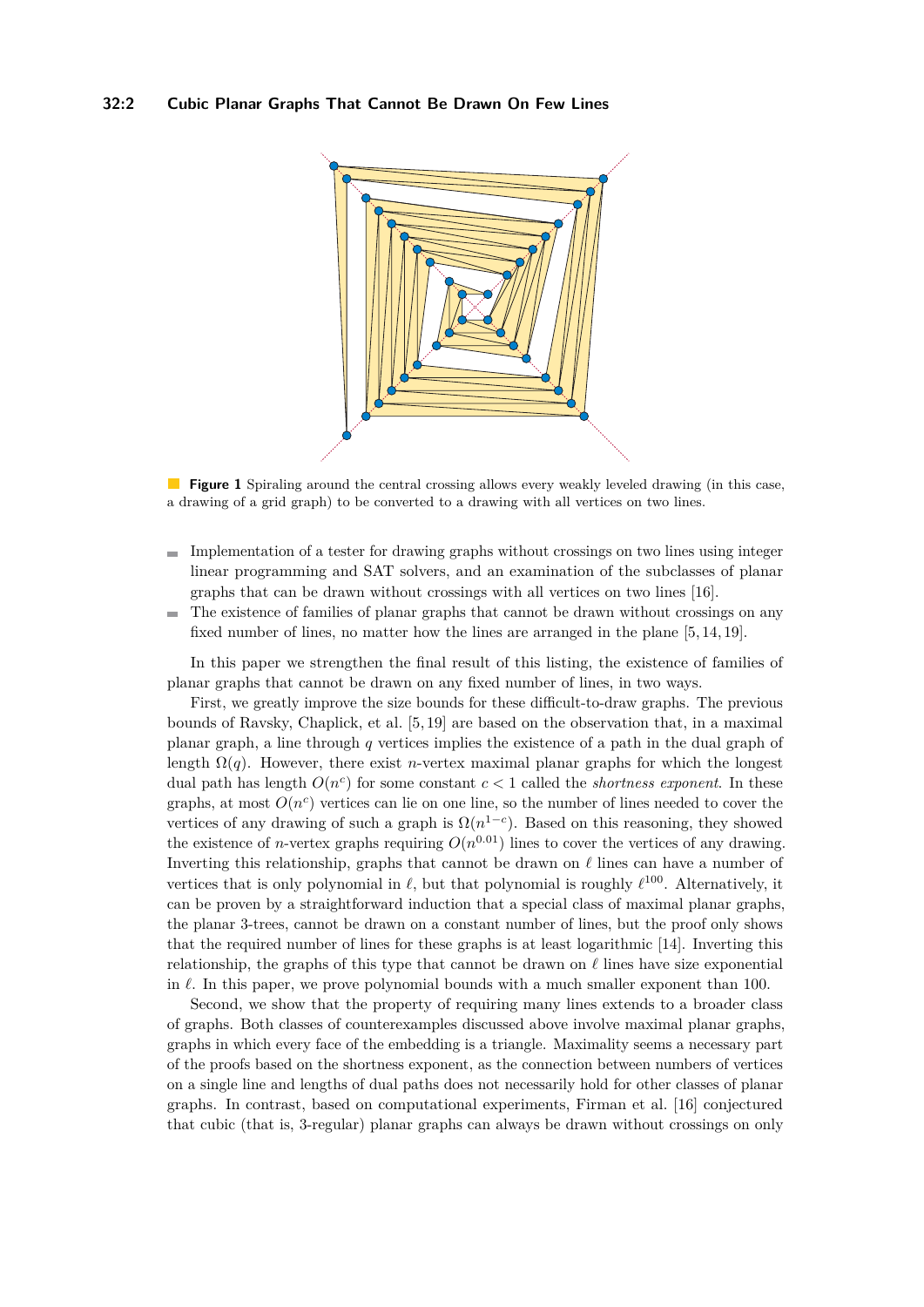**Figure 1** Spiraling around the central crossing allows every weakly leveled drawing (in this case, a drawing of a grid graph) to be converted to a drawing with all vertices on two lines.

- Implementation of a tester for drawing graphs without crossings on two lines using integer linear programming and SAT solvers, and an examination of the subclasses of planar graphs that can be drawn without crossings with all vertices on two lines [16].
- The existence of families of planar graphs that cannot be drawn without crossings on any fixed number of lines, no matter how the lines are arranged in the plane [5, 14, 19].

In this paper we strengthen the final result of this listing, the existence of families of planar graphs that cannot be drawn on any fixed number of lines, in two ways.

First, we greatly improve the size bounds for these difficult-to-draw graphs. The previous bounds of Ravsky, Chaplick, et al. [5, 19] are based on the observation that, in a maximal planar graph, a line through $q$ vertices implies the existence of a path in the dual graph of length $\Omega(q)$. However, there exist $n$-vertex maximal planar graphs for which the longest dual path has length $O(n^c)$ for some constant $c < 1$ called the *shortness exponent*. In these graphs, at most $O(n^c)$ vertices can lie on one line, so the number of lines needed to cover the vertices of any drawing of such a graph is $\Omega(n^{1-c})$. Based on this reasoning, they showed the existence of $n$-vertex graphs requiring $O(n^{0.01})$ lines to cover the vertices of any drawing. Inverting this relationship, graphs that cannot be drawn on $\ell$ lines can have a number of vertices that is only polynomial in $\ell$, but that polynomial is roughly $\ell^{100}$. Alternatively, it can be proven by a straightforward induction that a special class of maximal planar graphs, the planar 3-trees, cannot be drawn on a constant number of lines, but the proof only shows that the required number of lines for these graphs is at least logarithmic [14]. Inverting this relationship, the graphs of this type that cannot be drawn on $\ell$ lines have size exponential in $\ell$. In this paper, we prove polynomial bounds with a much smaller exponent than 100.

Second, we show that the property of requiring many lines extends to a broader class of graphs. Both classes of counterexamples discussed above involve maximal planar graphs, graphs in which every face of the embedding is a triangle. Maximality seems a necessary part of the proofs based on the shortness exponent, as the connection between numbers of vertices on a single line and lengths of dual paths does not necessarily hold for other classes of planar graphs. In contrast, based on computational experiments, Firman et al. [16] conjectured that cubic (that is, 3-regular) planar graphs can always be drawn without crossings on only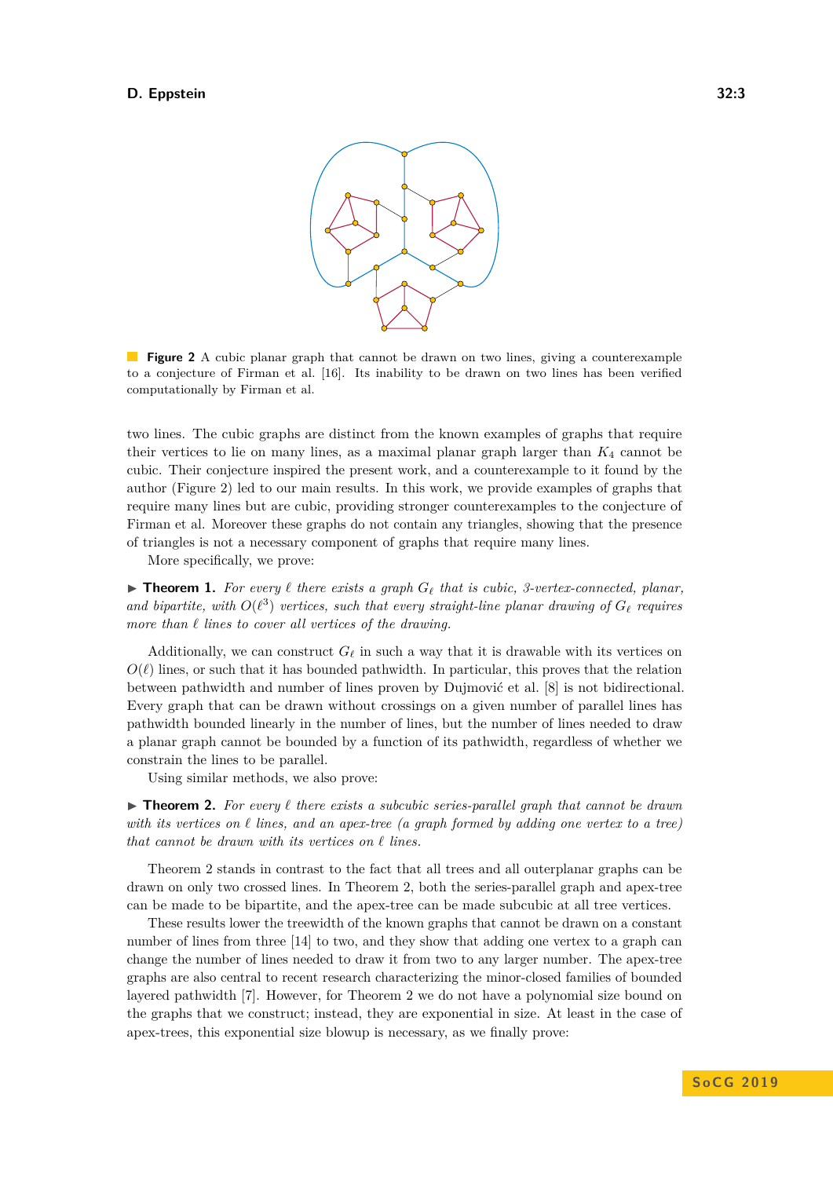**Figure 2** A cubic planar graph that cannot be drawn on two lines, giving a counterexample to a conjecture of Firman et al. [16]. Its inability to be drawn on two lines has been verified computationally by Firman et al.

two lines. The cubic graphs are distinct from the known examples of graphs that require their vertices to lie on many lines, as a maximal planar graph larger than $K_4$ cannot be cubic. Their conjecture inspired the present work, and a counterexample to it found by the author (Figure 2) led to our main results. In this work, we provide examples of graphs that require many lines but are cubic, providing stronger counterexamples to the conjecture of Firman et al. Moreover these graphs do not contain any triangles, showing that the presence of triangles is not a necessary component of graphs that require many lines.

More specifically, we prove:

▶ **Theorem 1.** *For every $\ell$ there exists a graph $G_\ell$ that is cubic, 3-vertex-connected, planar, and bipartite, with $O(\ell^3)$ vertices, such that every straight-line planar drawing of $G_\ell$ requires more than $\ell$ lines to cover all vertices of the drawing.*

Additionally, we can construct $G_\ell$ in such a way that it is drawable with its vertices on $O(\ell)$ lines, or such that it has bounded pathwidth. In particular, this proves that the relation between pathwidth and number of lines proven by Dujmović et al. [8] is not bidirectional. Every graph that can be drawn without crossings on a given number of parallel lines has pathwidth bounded linearly in the number of lines, but the number of lines needed to draw a planar graph cannot be bounded by a function of its pathwidth, regardless of whether we constrain the lines to be parallel.

Using similar methods, we also prove:

▶ **Theorem 2.** *For every $\ell$ there exists a subcubic series-parallel graph that cannot be drawn with its vertices on $\ell$ lines, and an apex-tree (a graph formed by adding one vertex to a tree) that cannot be drawn with its vertices on $\ell$ lines.*

Theorem 2 stands in contrast to the fact that all trees and all outerplanar graphs can be drawn on only two crossed lines. In Theorem 2, both the series-parallel graph and apex-tree can be made to be bipartite, and the apex-tree can be made subcubic at all tree vertices.

These results lower the treewidth of the known graphs that cannot be drawn on a constant number of lines from three [14] to two, and they show that adding one vertex to a graph can change the number of lines needed to draw it from two to any larger number. The apex-tree graphs are also central to recent research characterizing the minor-closed families of bounded layered pathwidth [7]. However, for Theorem 2 we do not have a polynomial size bound on the graphs that we construct; instead, they are exponential in size. At least in the case of apex-trees, this exponential size blowup is necessary, as we finally prove: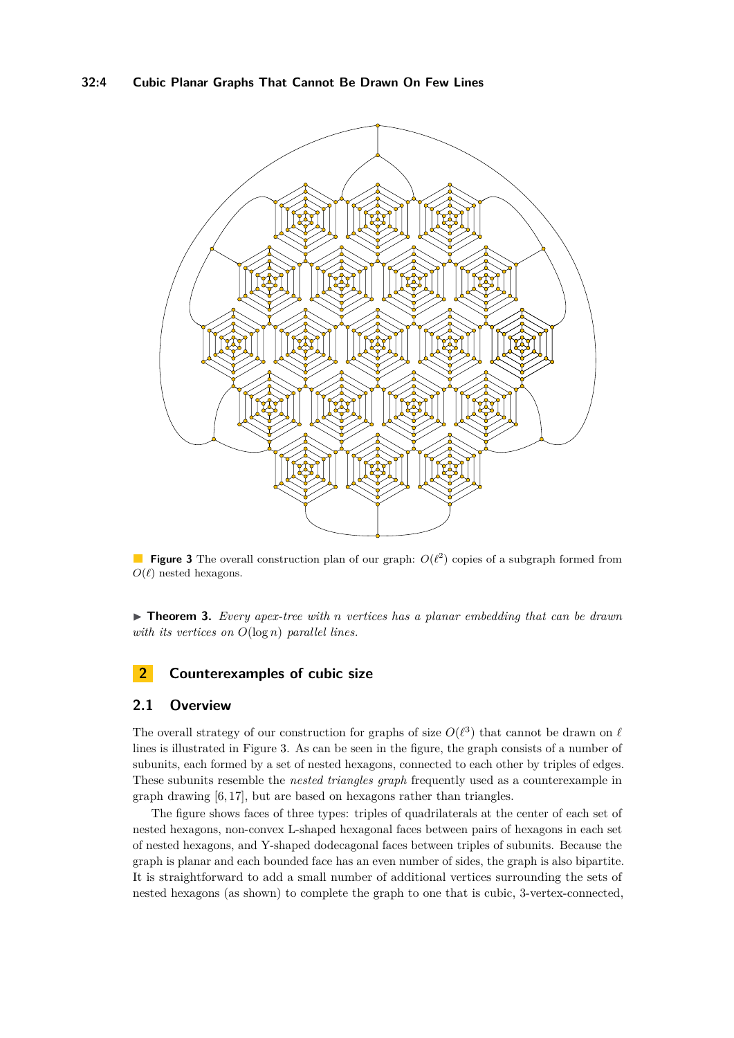**Figure 3** The overall construction plan of our graph: $O(\ell^2)$ copies of a subgraph formed from $O(\ell)$ nested hexagons.

▶ **Theorem 3.** *Every apex-tree with $n$ vertices has a planar embedding that can be drawn with its vertices on $O(\log n)$ parallel lines.*

## 2 Counterexamples of cubic size

### 2.1 Overview

The overall strategy of our construction for graphs of size $O(\ell^3)$ that cannot be drawn on $\ell$ lines is illustrated in Figure 3. As can be seen in the figure, the graph consists of a number of subunits, each formed by a set of nested hexagons, connected to each other by triples of edges. These subunits resemble the *nested triangles graph* frequently used as a counterexample in graph drawing [6, 17], but are based on hexagons rather than triangles.

The figure shows faces of three types: triples of quadrilaterals at the center of each set of nested hexagons, non-convex L-shaped hexagonal faces between pairs of hexagons in each set of nested hexagons, and Y-shaped dodecagonal faces between triples of subunits. Because the graph is planar and each bounded face has an even number of sides, the graph is also bipartite. It is straightforward to add a small number of additional vertices surrounding the sets of nested hexagons (as shown) to complete the graph to one that is cubic, 3-vertex-connected,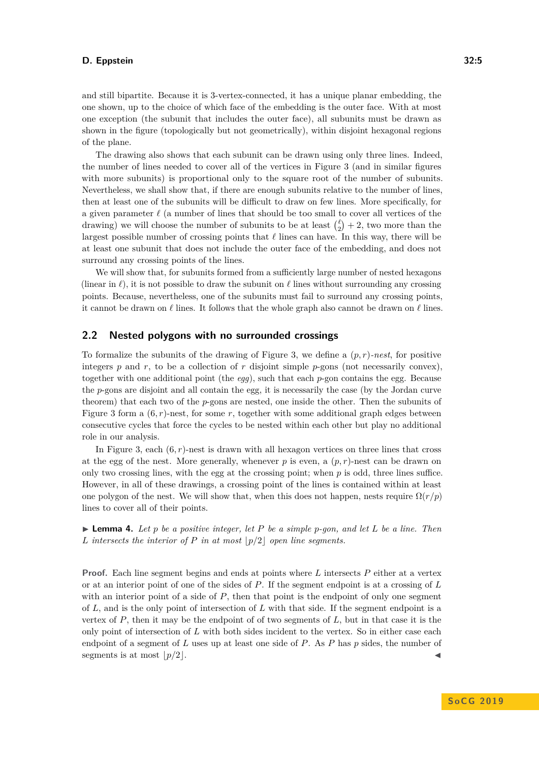and still bipartite. Because it is 3-vertex-connected, it has a unique planar embedding, the one shown, up to the choice of which face of the embedding is the outer face. With at most one exception (the subunit that includes the outer face), all subunits must be drawn as shown in the figure (topologically but not geometrically), within disjoint hexagonal regions of the plane.

The drawing also shows that each subunit can be drawn using only three lines. Indeed, the number of lines needed to cover all of the vertices in Figure 3 (and in similar figures with more subunits) is proportional only to the square root of the number of subunits. Nevertheless, we shall show that, if there are enough subunits relative to the number of lines, then at least one of the subunits will be difficult to draw on few lines. More specifically, for a given parameter $\ell$ (a number of lines that should be too small to cover all vertices of the drawing) we will choose the number of subunits to be at least $\binom{\ell}{2}+2$, two more than the largest possible number of crossing points that $\ell$ lines can have. In this way, there will be at least one subunit that does not include the outer face of the embedding, and does not surround any crossing points of the lines.

We will show that, for subunits formed from a sufficiently large number of nested hexagons (linear in $\ell$), it is not possible to draw the subunit on $\ell$ lines without surrounding any crossing points. Because, nevertheless, one of the subunits must fail to surround any crossing points, it cannot be drawn on $\ell$ lines. It follows that the whole graph also cannot be drawn on $\ell$ lines.

## 2.2 Nested polygons with no surrounded crossings

To formalize the subunits of the drawing of Figure 3, we define a $(p,r)$-*nest*, for positive integers $p$ and $r$, to be a collection of $r$ disjoint simple $p$-gons (not necessarily convex), together with one additional point (the *egg*), such that each $p$-gon contains the egg. Because the $p$-gons are disjoint and all contain the egg, it is necessarily the case (by the Jordan curve theorem) that each two of the $p$-gons are nested, one inside the other. Then the subunits of Figure 3 form a $(6,r)$-nest, for some $r$, together with some additional graph edges between consecutive cycles that force the cycles to be nested within each other but play no additional role in our analysis.

In Figure 3, each $(6,r)$-nest is drawn with all hexagon vertices on three lines that cross at the egg of the nest. More generally, whenever $p$ is even, a $(p,r)$-nest can be drawn on only two crossing lines, with the egg at the crossing point; when $p$ is odd, three lines suffice. However, in all of these drawings, a crossing point of the lines is contained within at least one polygon of the nest. We will show that, when this does not happen, nests require $\Omega(r/p)$ lines to cover all of their points.

▶ **Lemma 4.** *Let $p$ be a positive integer, let $P$ be a simple $p$-gon, and let $L$ be a line. Then $L$ intersects the interior of $P$ in at most $\lfloor p/2 \rfloor$ open line segments.*

**Proof.** Each line segment begins and ends at points where $L$ intersects $P$ either at a vertex or at an interior point of one of the sides of $P$. If the segment endpoint is at a crossing of $L$ with an interior point of a side of $P$, then that point is the endpoint of only one segment of $L$, and is the only point of intersection of $L$ with that side. If the segment endpoint is a vertex of $P$, then it may be the endpoint of of two segments of $L$, but in that case it is the only point of intersection of $L$ with both sides incident to the vertex. So in either case each endpoint of a segment of $L$ uses up at least one side of $P$. As $P$ has $p$ sides, the number of segments is at most $\lfloor p/2 \rfloor$. ◀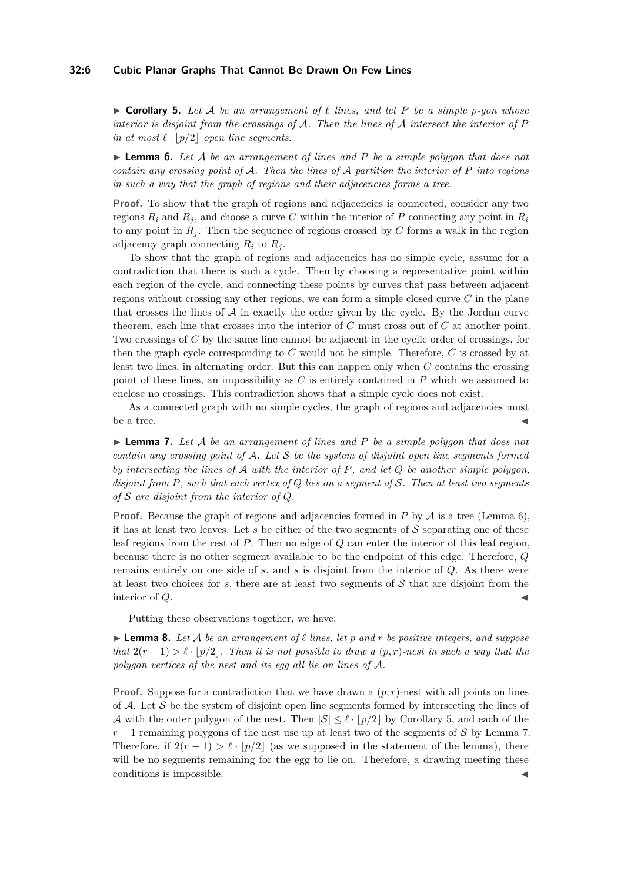▶ **Corollary 5.** *Let $\mathcal{A}$ be an arrangement of $\ell$ lines, and let $P$ be a simple $p$-gon whose interior is disjoint from the crossings of $\mathcal{A}$. Then the lines of $\mathcal{A}$ intersect the interior of $P$ in at most $\ell \cdot \lfloor p/2 \rfloor$ open line segments.*

▶ **Lemma 6.** *Let $\mathcal{A}$ be an arrangement of lines and $P$ be a simple polygon that does not contain any crossing point of $\mathcal{A}$. Then the lines of $\mathcal{A}$ partition the interior of $P$ into regions in such a way that the graph of regions and their adjacencies forms a tree.*

**Proof.** To show that the graph of regions and adjacencies is connected, consider any two regions $R_i$ and $R_j$, and choose a curve $C$ within the interior of $P$ connecting any point in $R_i$ to any point in $R_j$. Then the sequence of regions crossed by $C$ forms a walk in the region adjacency graph connecting $R_i$ to $R_j$.

To show that the graph of regions and adjacencies has no simple cycle, assume for a contradiction that there is such a cycle. Then by choosing a representative point within each region of the cycle, and connecting these points by curves that pass between adjacent regions without crossing any other regions, we can form a simple closed curve $C$ in the plane that crosses the lines of $\mathcal{A}$ in exactly the order given by the cycle. By the Jordan curve theorem, each line that crosses into the interior of $C$ must cross out of $C$ at another point. Two crossings of $C$ by the same line cannot be adjacent in the cyclic order of crossings, for then the graph cycle corresponding to $C$ would not be simple. Therefore, $C$ is crossed by at least two lines, in alternating order. But this can happen only when $C$ contains the crossing point of these lines, an impossibility as $C$ is entirely contained in $P$ which we assumed to enclose no crossings. This contradiction shows that a simple cycle does not exist.

As a connected graph with no simple cycles, the graph of regions and adjacencies must be a tree. ◀

▶ **Lemma 7.** *Let $\mathcal{A}$ be an arrangement of lines and $P$ be a simple polygon that does not contain any crossing point of $\mathcal{A}$. Let $\mathcal{S}$ be the system of disjoint open line segments formed by intersecting the lines of $\mathcal{A}$ with the interior of $P$, and let $Q$ be another simple polygon, disjoint from $P$, such that each vertex of $Q$ lies on a segment of $\mathcal{S}$. Then at least two segments of $\mathcal{S}$ are disjoint from the interior of $Q$.*

**Proof.** Because the graph of regions and adjacencies formed in $P$ by $\mathcal{A}$ is a tree (Lemma 6), it has at least two leaves. Let $s$ be either of the two segments of $\mathcal{S}$ separating one of these leaf regions from the rest of $P$. Then no edge of $Q$ can enter the interior of this leaf region, because there is no other segment available to be the endpoint of this edge. Therefore, $Q$ remains entirely on one side of $s$, and $s$ is disjoint from the interior of $Q$. As there were at least two choices for $s$, there are at least two segments of $\mathcal{S}$ that are disjoint from the interior of $Q$. ◀

Putting these observations together, we have:

▶ **Lemma 8.** *Let $\mathcal{A}$ be an arrangement of $\ell$ lines, let $p$ and $r$ be positive integers, and suppose that $2(r-1) > \ell \cdot \lfloor p/2 \rfloor$. Then it is not possible to draw a $(p,r)$-nest in such a way that the polygon vertices of the nest and its egg all lie on lines of $\mathcal{A}$.*

**Proof.** Suppose for a contradiction that we have drawn a $(p,r)$-nest with all points on lines of $\mathcal{A}$. Let $\mathcal{S}$ be the system of disjoint open line segments formed by intersecting the lines of $\mathcal{A}$ with the outer polygon of the nest. Then $|\mathcal{S}| \le \ell \cdot \lfloor p/2 \rfloor$ by Corollary 5, and each of the $r-1$ remaining polygons of the nest use up at least two of the segments of $\mathcal{S}$ by Lemma 7. Therefore, if $2(r-1) > \ell \cdot \lfloor p/2 \rfloor$ (as we supposed in the statement of the lemma), there will be no segments remaining for the egg to lie on. Therefore, a drawing meeting these conditions is impossible. ◀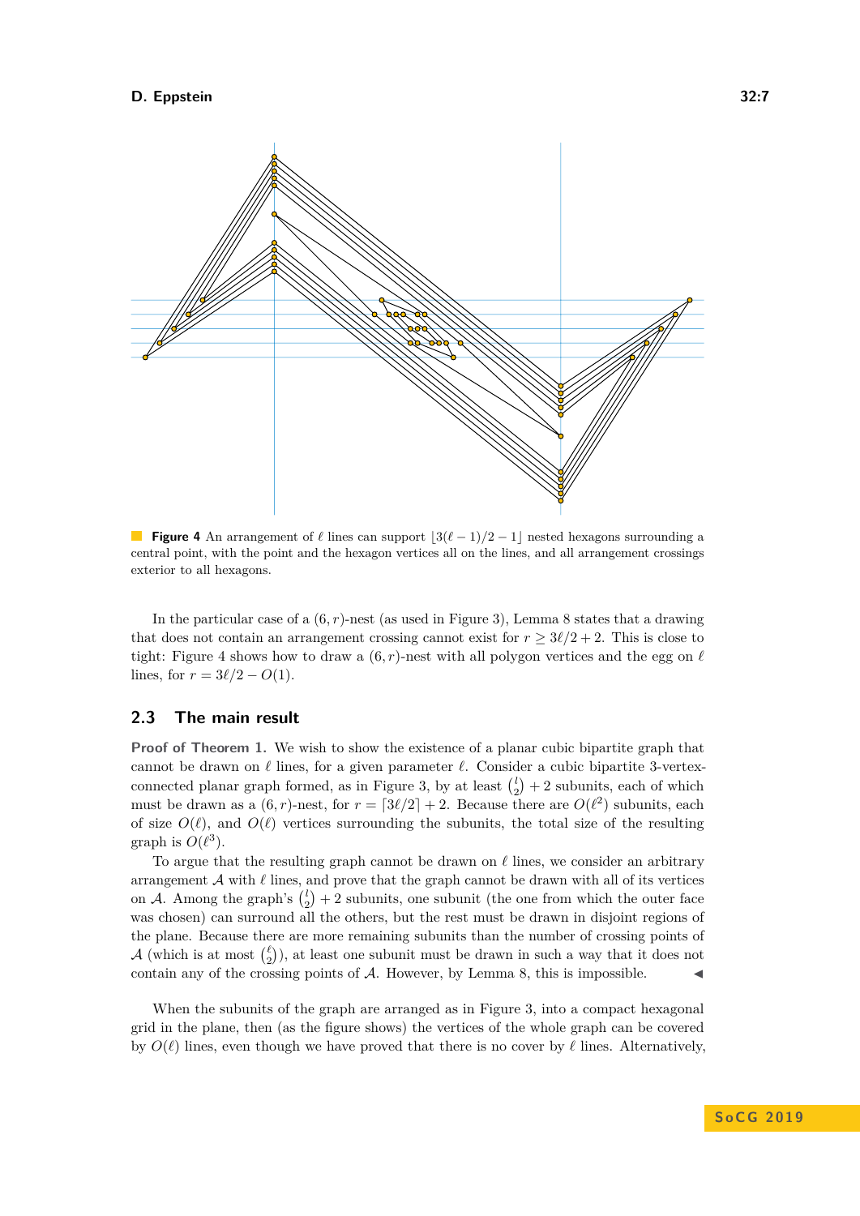**Figure 4** An arrangement of $\ell$ lines can support $\lfloor 3(\ell-1)/2-1\rfloor$ nested hexagons surrounding a central point, with the point and the hexagon vertices all on the lines, and all arrangement crossings exterior to all hexagons.

In the particular case of a $(6,r)$-nest (as used in Figure 3), Lemma 8 states that a drawing that does not contain an arrangement crossing cannot exist for $r \geq 3\ell/2+2$. This is close to tight: Figure 4 shows how to draw a $(6,r)$-nest with all polygon vertices and the egg on $\ell$ lines, for $r = 3\ell/2 - O(1)$.

## 2.3 The main result

**Proof of Theorem 1.** We wish to show the existence of a planar cubic bipartite graph that cannot be drawn on $\ell$ lines, for a given parameter $\ell$. Consider a cubic bipartite 3-vertex-connected planar graph formed, as in Figure 3, by at least $\binom{l}{2}+2$ subunits, each of which must be drawn as a $(6,r)$-nest, for $r = \lceil 3\ell/2\rceil + 2$. Because there are $O(\ell^2)$ subunits, each of size $O(\ell)$, and $O(\ell)$ vertices surrounding the subunits, the total size of the resulting graph is $O(\ell^3)$.

To argue that the resulting graph cannot be drawn on $\ell$ lines, we consider an arbitrary arrangement $\mathcal{A}$ with $\ell$ lines, and prove that the graph cannot be drawn with all of its vertices on $\mathcal{A}$. Among the graph's $\binom{l}{2}+2$ subunits, one subunit (the one from which the outer face was chosen) can surround all the others, but the rest must be drawn in disjoint regions of the plane. Because there are more remaining subunits than the number of crossing points of $\mathcal{A}$ (which is at most $\binom{\ell}{2}$), at least one subunit must be drawn in such a way that it does not contain any of the crossing points of $\mathcal{A}$. However, by Lemma 8, this is impossible. ◀

When the subunits of the graph are arranged as in Figure 3, into a compact hexagonal grid in the plane, then (as the figure shows) the vertices of the whole graph can be covered by $O(\ell)$ lines, even though we have proved that there is no cover by $\ell$ lines. Alternatively,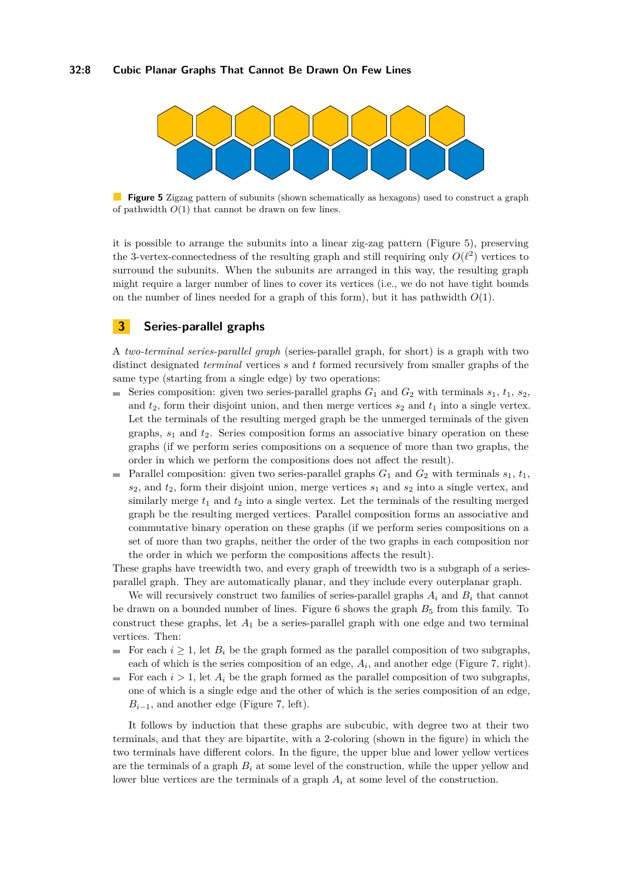**Figure 5** Zigzag pattern of subunits (shown schematically as hexagons) used to construct a graph of pathwidth $O(1)$ that cannot be drawn on few lines.

it is possible to arrange the subunits into a linear zig-zag pattern (Figure 5), preserving the 3-vertex-connectedness of the resulting graph and still requiring only $O(\ell^2)$ vertices to surround the subunits. When the subunits are arranged in this way, the resulting graph might require a larger number of lines to cover its vertices (i.e., we do not have tight bounds on the number of lines needed for a graph of this form), but it has pathwidth $O(1)$.

## 3 Series-parallel graphs

A *two-terminal series-parallel graph* (series-parallel graph, for short) is a graph with two distinct designated *terminal* vertices $s$ and $t$ formed recursively from smaller graphs of the same type (starting from a single edge) by two operations:

- Series composition: given two series-parallel graphs $G_1$ and $G_2$ with terminals $s_1$, $t_1$, $s_2$, and $t_2$, form their disjoint union, and then merge vertices $s_2$ and $t_1$ into a single vertex. Let the terminals of the resulting merged graph be the unmerged terminals of the given graphs, $s_1$ and $t_2$. Series composition forms an associative binary operation on these graphs (if we perform series compositions on a sequence of more than two graphs, the order in which we perform the compositions does not affect the result).
- Parallel composition: given two series-parallel graphs $G_1$ and $G_2$ with terminals $s_1$, $t_1$, $s_2$, and $t_2$, form their disjoint union, merge vertices $s_1$ and $s_2$ into a single vertex, and similarly merge $t_1$ and $t_2$ into a single vertex. Let the terminals of the resulting merged graph be the resulting merged vertices. Parallel composition forms an associative and commutative binary operation on these graphs (if we perform series compositions on a set of more than two graphs, neither the order of the two graphs in each composition nor the order in which we perform the compositions affects the result).

These graphs have treewidth two, and every graph of treewidth two is a subgraph of a series-parallel graph. They are automatically planar, and they include every outerplanar graph.

We will recursively construct two families of series-parallel graphs $A_i$ and $B_i$ that cannot be drawn on a bounded number of lines. Figure 6 shows the graph $B_5$ from this family. To construct these graphs, let $A_1$ be a series-parallel graph with one edge and two terminal vertices. Then:

- For each $i \geq 1$, let $B_i$ be the graph formed as the parallel composition of two subgraphs, each of which is the series composition of an edge, $A_i$, and another edge (Figure 7, right).
- For each $i > 1$, let $A_i$ be the graph formed as the parallel composition of two subgraphs, one of which is a single edge and the other of which is the series composition of an edge, $B_{i-1}$, and another edge (Figure 7, left).

It follows by induction that these graphs are subcubic, with degree two at their two terminals, and that they are bipartite, with a 2-coloring (shown in the figure) in which the two terminals have different colors. In the figure, the upper blue and lower yellow vertices are the terminals of a graph $B_i$ at some level of the construction, while the upper yellow and lower blue vertices are the terminals of a graph $A_i$ at some level of the construction.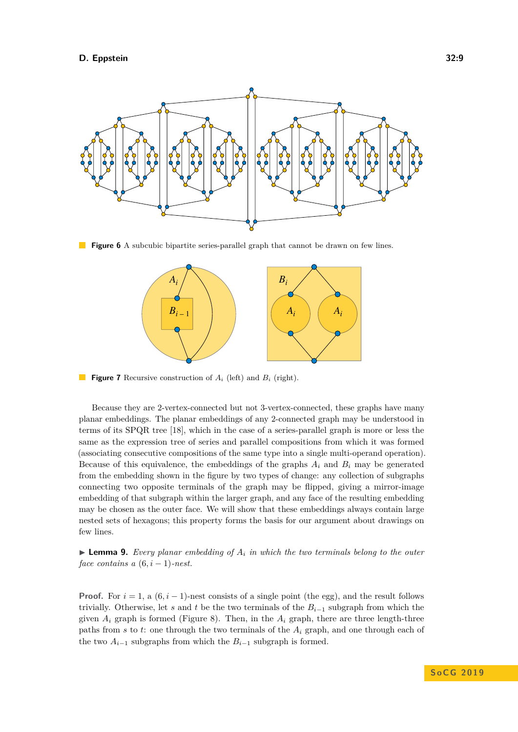**Figure 6** A subcubic bipartite series-parallel graph that cannot be drawn on few lines.

**Figure 7** Recursive construction of $A_i$ (left) and $B_i$ (right).

Because they are 2-vertex-connected but not 3-vertex-connected, these graphs have many planar embeddings. The planar embeddings of any 2-connected graph may be understood in terms of its SPQR tree [18], which in the case of a series-parallel graph is more or less the same as the expression tree of series and parallel compositions from which it was formed (associating consecutive compositions of the same type into a single multi-operand operation). Because of this equivalence, the embeddings of the graphs $A_i$ and $B_i$ may be generated from the embedding shown in the figure by two types of change: any collection of subgraphs connecting two opposite terminals of the graph may be flipped, giving a mirror-image embedding of that subgraph within the larger graph, and any face of the resulting embedding may be chosen as the outer face. We will show that these embeddings always contain large nested sets of hexagons; this property forms the basis for our argument about drawings on few lines.

▶ **Lemma 9.** *Every planar embedding of $A_i$ in which the two terminals belong to the outer face contains a $(6, i-1)$-nest.*

**Proof.** For $i = 1$, a $(6, i-1)$-nest consists of a single point (the egg), and the result follows trivially. Otherwise, let $s$ and $t$ be the two terminals of the $B_{i-1}$ subgraph from which the given $A_i$ graph is formed (Figure 8). Then, in the $A_i$ graph, there are three length-three paths from $s$ to $t$: one through the two terminals of the $A_i$ graph, and one through each of the two $A_{i-1}$ subgraphs from which the $B_{i-1}$ subgraph is formed.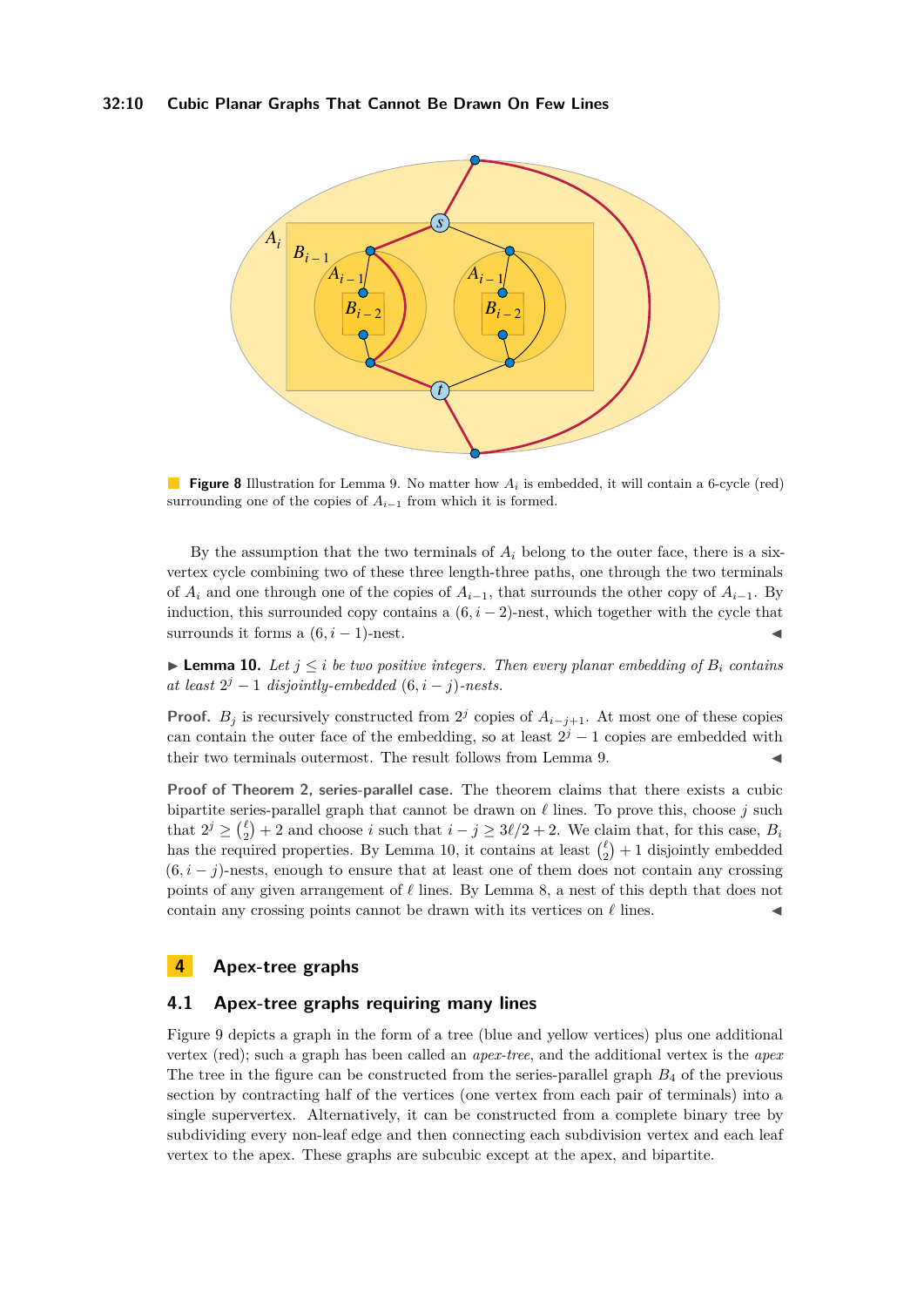**Figure 8** Illustration for Lemma 9. No matter how $A_i$ is embedded, it will contain a 6-cycle (red) surrounding one of the copies of $A_{i-1}$ from which it is formed.

By the assumption that the two terminals of $A_i$ belong to the outer face, there is a six-vertex cycle combining two of these three length-three paths, one through the two terminals of $A_i$ and one through one of the copies of $A_{i-1}$, that surrounds the other copy of $A_{i-1}$. By induction, this surrounded copy contains a $(6, i-2)$-nest, which together with the cycle that surrounds it forms a $(6, i-1)$-nest. ◀

▶ **Lemma 10.** *Let $j \leq i$ be two positive integers. Then every planar embedding of $B_i$ contains at least $2^j - 1$ disjointly-embedded $(6, i-j)$-nests.*

**Proof.** $B_j$ is recursively constructed from $2^j$ copies of $A_{i-j+1}$. At most one of these copies can contain the outer face of the embedding, so at least $2^j - 1$ copies are embedded with their two terminals outermost. The result follows from Lemma 9. ◀

**Proof of Theorem 2, series-parallel case.** The theorem claims that there exists a cubic bipartite series-parallel graph that cannot be drawn on $\ell$ lines. To prove this, choose $j$ such that $2^j \geq \binom{\ell}{2} + 2$ and choose $i$ such that $i - j \geq 3\ell/2 + 2$. We claim that, for this case, $B_i$ has the required properties. By Lemma 10, it contains at least $\binom{\ell}{2} + 1$ disjointly embedded $(6, i-j)$-nests, enough to ensure that at least one of them does not contain any crossing points of any given arrangement of $\ell$ lines. By Lemma 8, a nest of this depth that does not contain any crossing points cannot be drawn with its vertices on $\ell$ lines. ◀

# 4 Apex-tree graphs

## 4.1 Apex-tree graphs requiring many lines

Figure 9 depicts a graph in the form of a tree (blue and yellow vertices) plus one additional vertex (red); such a graph has been called an *apex-tree*, and the additional vertex is the *apex* The tree in the figure can be constructed from the series-parallel graph $B_4$ of the previous section by contracting half of the vertices (one vertex from each pair of terminals) into a single supervertex. Alternatively, it can be constructed from a complete binary tree by subdividing every non-leaf edge and then connecting each subdivision vertex and each leaf vertex to the apex. These graphs are subcubic except at the apex, and bipartite.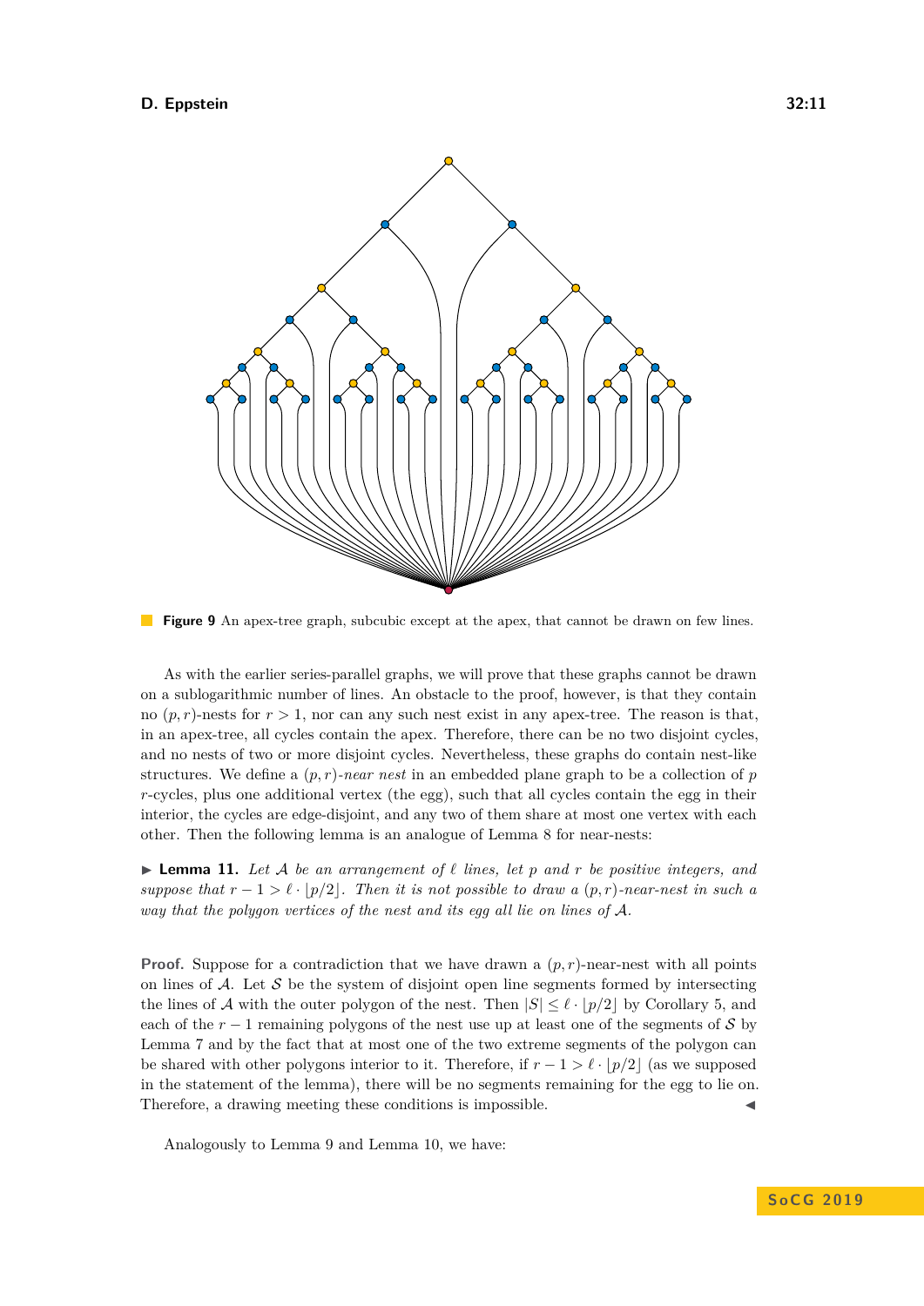**Figure 9** An apex-tree graph, subcubic except at the apex, that cannot be drawn on few lines.

As with the earlier series-parallel graphs, we will prove that these graphs cannot be drawn on a sublogarithmic number of lines. An obstacle to the proof, however, is that they contain no $(p, r)$-nests for $r > 1$, nor can any such nest exist in any apex-tree. The reason is that, in an apex-tree, all cycles contain the apex. Therefore, there can be no two disjoint cycles, and no nests of two or more disjoint cycles. Nevertheless, these graphs do contain nest-like structures. We define a $(p, r)$*-near nest* in an embedded plane graph to be a collection of $p$ $r$-cycles, plus one additional vertex (the egg), such that all cycles contain the egg in their interior, the cycles are edge-disjoint, and any two of them share at most one vertex with each other. Then the following lemma is an analogue of Lemma 8 for near-nests:

▶ **Lemma 11.** *Let $\mathcal{A}$ be an arrangement of $\ell$ lines, let $p$ and $r$ be positive integers, and suppose that $r - 1 > \ell \cdot \lfloor p/2 \rfloor$. Then it is not possible to draw a $(p, r)$-near-nest in such a way that the polygon vertices of the nest and its egg all lie on lines of $\mathcal{A}$.*

**Proof.** Suppose for a contradiction that we have drawn a $(p, r)$-near-nest with all points on lines of $\mathcal{A}$. Let $\mathcal{S}$ be the system of disjoint open line segments formed by intersecting the lines of $\mathcal{A}$ with the outer polygon of the nest. Then $|S| \leq \ell \cdot \lfloor p/2 \rfloor$ by Corollary 5, and each of the $r - 1$ remaining polygons of the nest use up at least one of the segments of $\mathcal{S}$ by Lemma 7 and by the fact that at most one of the two extreme segments of the polygon can be shared with other polygons interior to it. Therefore, if $r - 1 > \ell \cdot \lfloor p/2 \rfloor$ (as we supposed in the statement of the lemma), there will be no segments remaining for the egg to lie on. Therefore, a drawing meeting these conditions is impossible. ◀

Analogously to Lemma 9 and Lemma 10, we have: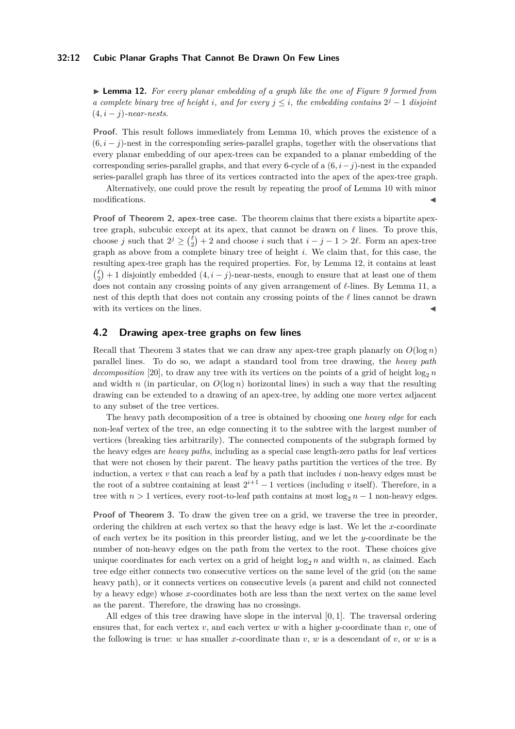▶ **Lemma 12.** *For every planar embedding of a graph like the one of Figure 9 formed from a complete binary tree of height $i$, and for every $j \leq i$, the embedding contains $2^j - 1$ disjoint $(4, i-j)$-near-nests.*

**Proof.** This result follows immediately from Lemma 10, which proves the existence of a $(6, i-j)$-nest in the corresponding series-parallel graphs, together with the observations that every planar embedding of our apex-trees can be expanded to a planar embedding of the corresponding series-parallel graphs, and that every 6-cycle of a $(6, i-j)$-nest in the expanded series-parallel graph has three of its vertices contracted into the apex of the apex-tree graph.

Alternatively, one could prove the result by repeating the proof of Lemma 10 with minor modifications. ◀

**Proof of Theorem 2, apex-tree case.** The theorem claims that there exists a bipartite apex-tree graph, subcubic except at its apex, that cannot be drawn on $\ell$ lines. To prove this, choose $j$ such that $2^j \geq \binom{\ell}{2} + 2$ and choose $i$ such that $i - j - 1 > 2\ell$. Form an apex-tree graph as above from a complete binary tree of height $i$. We claim that, for this case, the resulting apex-tree graph has the required properties. For, by Lemma 12, it contains at least $\binom{\ell}{2} + 1$ disjointly embedded $(4, i-j)$-near-nests, enough to ensure that at least one of them does not contain any crossing points of any given arrangement of $\ell$-lines. By Lemma 11, a nest of this depth that does not contain any crossing points of the $\ell$ lines cannot be drawn with its vertices on the lines. ◀

## 4.2 Drawing apex-tree graphs on few lines

Recall that Theorem 3 states that we can draw any apex-tree graph planarly on $O(\log n)$ parallel lines. To do so, we adapt a standard tool from tree drawing, the *heavy path decomposition* [20], to draw any tree with its vertices on the points of a grid of height $\log_2 n$ and width $n$ (in particular, on $O(\log n)$ horizontal lines) in such a way that the resulting drawing can be extended to a drawing of an apex-tree, by adding one more vertex adjacent to any subset of the tree vertices.

The heavy path decomposition of a tree is obtained by choosing one *heavy edge* for each non-leaf vertex of the tree, an edge connecting it to the subtree with the largest number of vertices (breaking ties arbitrarily). The connected components of the subgraph formed by the heavy edges are *heavy paths*, including as a special case length-zero paths for leaf vertices that were not chosen by their parent. The heavy paths partition the vertices of the tree. By induction, a vertex $v$ that can reach a leaf by a path that includes $i$ non-heavy edges must be the root of a subtree containing at least $2^{i+1} - 1$ vertices (including $v$ itself). Therefore, in a tree with $n > 1$ vertices, every root-to-leaf path contains at most $\log_2 n - 1$ non-heavy edges.

**Proof of Theorem 3.** To draw the given tree on a grid, we traverse the tree in preorder, ordering the children at each vertex so that the heavy edge is last. We let the $x$-coordinate of each vertex be its position in this preorder listing, and we let the $y$-coordinate be the number of non-heavy edges on the path from the vertex to the root. These choices give unique coordinates for each vertex on a grid of height $\log_2 n$ and width $n$, as claimed. Each tree edge either connects two consecutive vertices on the same level of the grid (on the same heavy path), or it connects vertices on consecutive levels (a parent and child not connected by a heavy edge) whose $x$-coordinates both are less than the next vertex on the same level as the parent. Therefore, the drawing has no crossings.

All edges of this tree drawing have slope in the interval $[0, 1]$. The traversal ordering ensures that, for each vertex $v$, and each vertex $w$ with a higher $y$-coordinate than $v$, one of the following is true: $w$ has smaller $x$-coordinate than $v$, $w$ is a descendant of $v$, or $w$ is a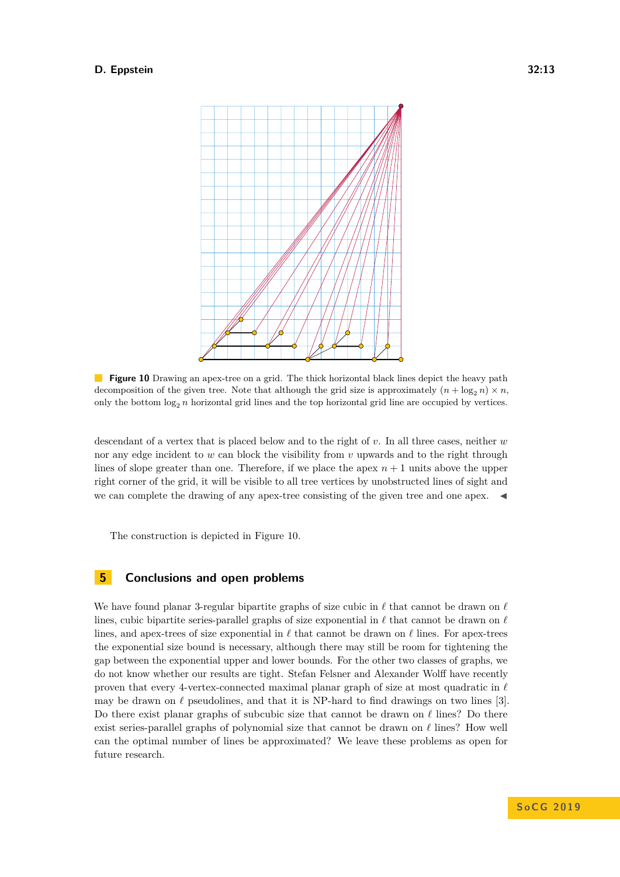**Figure 10** Drawing an apex-tree on a grid. The thick horizontal black lines depict the heavy path decomposition of the given tree. Note that although the grid size is approximately $(n + \log_2 n) \times n$, only the bottom $\log_2 n$ horizontal grid lines and the top horizontal grid line are occupied by vertices.

descendant of a vertex that is placed below and to the right of $v$. In all three cases, neither $w$ nor any edge incident to $w$ can block the visibility from $v$ upwards and to the right through lines of slope greater than one. Therefore, if we place the apex $n + 1$ units above the upper right corner of the grid, it will be visible to all tree vertices by unobstructed lines of sight and we can complete the drawing of any apex-tree consisting of the given tree and one apex. ◀

The construction is depicted in Figure 10.

## 5 Conclusions and open problems

We have found planar 3-regular bipartite graphs of size cubic in $\ell$ that cannot be drawn on $\ell$ lines, cubic bipartite series-parallel graphs of size exponential in $\ell$ that cannot be drawn on $\ell$ lines, and apex-trees of size exponential in $\ell$ that cannot be drawn on $\ell$ lines. For apex-trees the exponential size bound is necessary, although there may still be room for tightening the gap between the exponential upper and lower bounds. For the other two classes of graphs, we do not know whether our results are tight. Stefan Felsner and Alexander Wolff have recently proven that every 4-vertex-connected maximal planar graph of size at most quadratic in $\ell$ may be drawn on $\ell$ pseudolines, and that it is NP-hard to find drawings on two lines [3]. Do there exist planar graphs of subcubic size that cannot be drawn on $\ell$ lines? Do there exist series-parallel graphs of polynomial size that cannot be drawn on $\ell$ lines? How well can the optimal number of lines be approximated? We leave these problems as open for future research.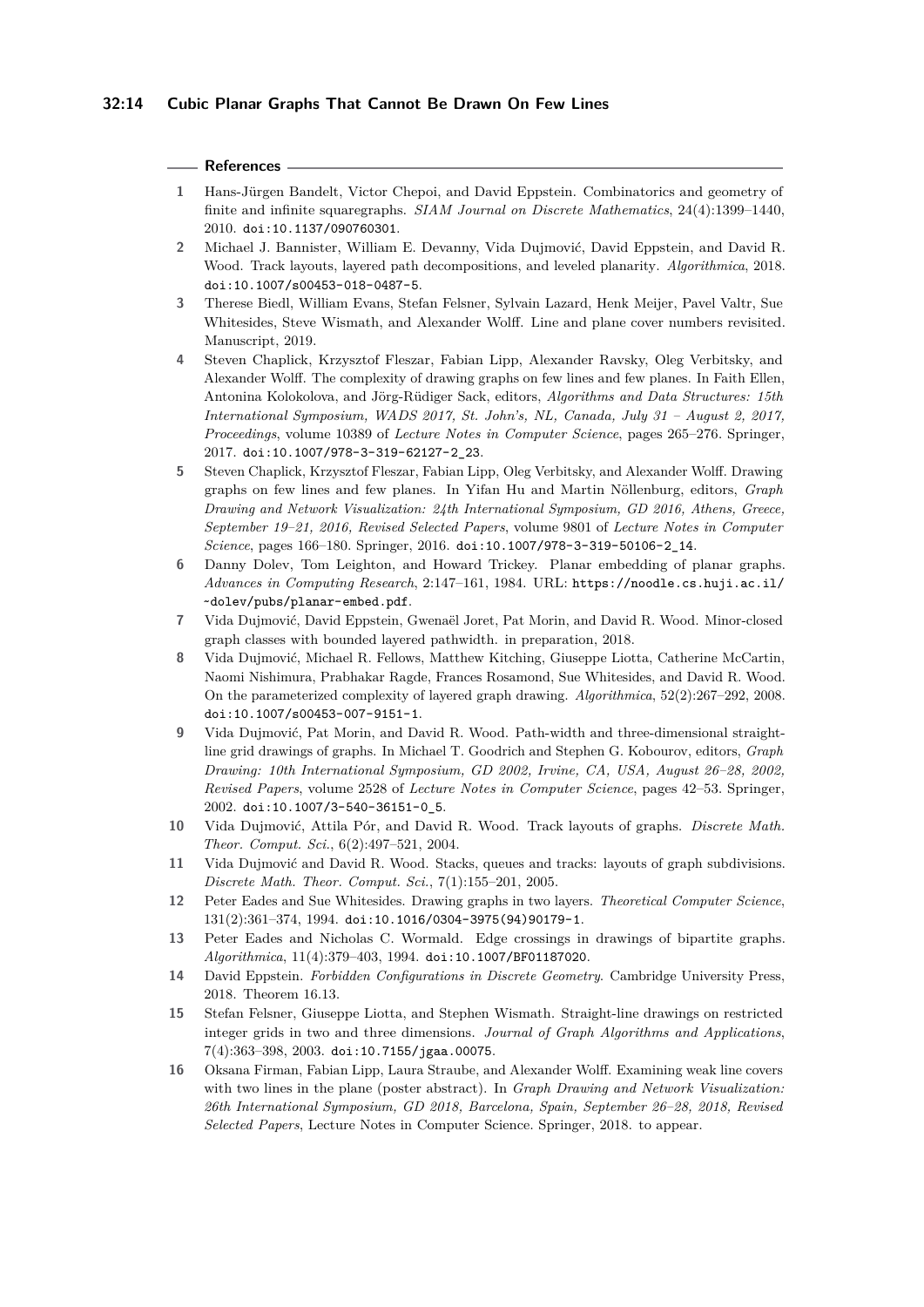## References

1. Hans-Jürgen Bandelt, Victor Chepoi, and David Eppstein. Combinatorics and geometry of finite and infinite squaregraphs. *SIAM Journal on Discrete Mathematics*, 24(4):1399–1440, 2010. doi:10.1137/090760301.
2. Michael J. Bannister, William E. Devanny, Vida Dujmović, David Eppstein, and David R. Wood. Track layouts, layered path decompositions, and leveled planarity. *Algorithmica*, 2018. doi:10.1007/s00453-018-0487-5.
3. Therese Biedl, William Evans, Stefan Felsner, Sylvain Lazard, Henk Meijer, Pavel Valtr, Sue Whitesides, Steve Wismath, and Alexander Wolff. Line and plane cover numbers revisited. Manuscript, 2019.
4. Steven Chaplick, Krzysztof Fleszar, Fabian Lipp, Alexander Ravsky, Oleg Verbitsky, and Alexander Wolff. The complexity of drawing graphs on few lines and few planes. In Faith Ellen, Antonina Kolokolova, and Jörg-Rüdiger Sack, editors, *Algorithms and Data Structures: 15th International Symposium, WADS 2017, St. John's, NL, Canada, July 31 – August 2, 2017, Proceedings*, volume 10389 of *Lecture Notes in Computer Science*, pages 265–276. Springer, 2017. doi:10.1007/978-3-319-62127-2_23.
5. Steven Chaplick, Krzysztof Fleszar, Fabian Lipp, Oleg Verbitsky, and Alexander Wolff. Drawing graphs on few lines and few planes. In Yifan Hu and Martin Nöllenburg, editors, *Graph Drawing and Network Visualization: 24th International Symposium, GD 2016, Athens, Greece, September 19–21, 2016, Revised Selected Papers*, volume 9801 of *Lecture Notes in Computer Science*, pages 166–180. Springer, 2016. doi:10.1007/978-3-319-50106-2_14.
6. Danny Dolev, Tom Leighton, and Howard Trickey. Planar embedding of planar graphs. *Advances in Computing Research*, 2:147–161, 1984. URL: https://noodle.cs.huji.ac.il/~dolev/pubs/planar-embed.pdf.
7. Vida Dujmović, David Eppstein, Gwenaël Joret, Pat Morin, and David R. Wood. Minor-closed graph classes with bounded layered pathwidth. in preparation, 2018.
8. Vida Dujmović, Michael R. Fellows, Matthew Kitching, Giuseppe Liotta, Catherine McCartin, Naomi Nishimura, Prabhakar Ragde, Frances Rosamond, Sue Whitesides, and David R. Wood. On the parameterized complexity of layered graph drawing. *Algorithmica*, 52(2):267–292, 2008. doi:10.1007/s00453-007-9151-1.
9. Vida Dujmović, Pat Morin, and David R. Wood. Path-width and three-dimensional straight-line grid drawings of graphs. In Michael T. Goodrich and Stephen G. Kobourov, editors, *Graph Drawing: 10th International Symposium, GD 2002, Irvine, CA, USA, August 26–28, 2002, Revised Papers*, volume 2528 of *Lecture Notes in Computer Science*, pages 42–53. Springer, 2002. doi:10.1007/3-540-36151-0_5.
10. Vida Dujmović, Attila Pór, and David R. Wood. Track layouts of graphs. *Discrete Math. Theor. Comput. Sci.*, 6(2):497–521, 2004.
11. Vida Dujmović and David R. Wood. Stacks, queues and tracks: layouts of graph subdivisions. *Discrete Math. Theor. Comput. Sci.*, 7(1):155–201, 2005.
12. Peter Eades and Sue Whitesides. Drawing graphs in two layers. *Theoretical Computer Science*, 131(2):361–374, 1994. doi:10.1016/0304-3975(94)90179-1.
13. Peter Eades and Nicholas C. Wormald. Edge crossings in drawings of bipartite graphs. *Algorithmica*, 11(4):379–403, 1994. doi:10.1007/BF01187020.
14. David Eppstein. *Forbidden Configurations in Discrete Geometry*. Cambridge University Press, 2018. Theorem 16.13.
15. Stefan Felsner, Giuseppe Liotta, and Stephen Wismath. Straight-line drawings on restricted integer grids in two and three dimensions. *Journal of Graph Algorithms and Applications*, 7(4):363–398, 2003. doi:10.7155/jgaa.00075.
16. Oksana Firman, Fabian Lipp, Laura Straube, and Alexander Wolff. Examining weak line covers with two lines in the plane (poster abstract). In *Graph Drawing and Network Visualization: 26th International Symposium, GD 2018, Barcelona, Spain, September 26–28, 2018, Revised Selected Papers*, Lecture Notes in Computer Science. Springer, 2018. to appear.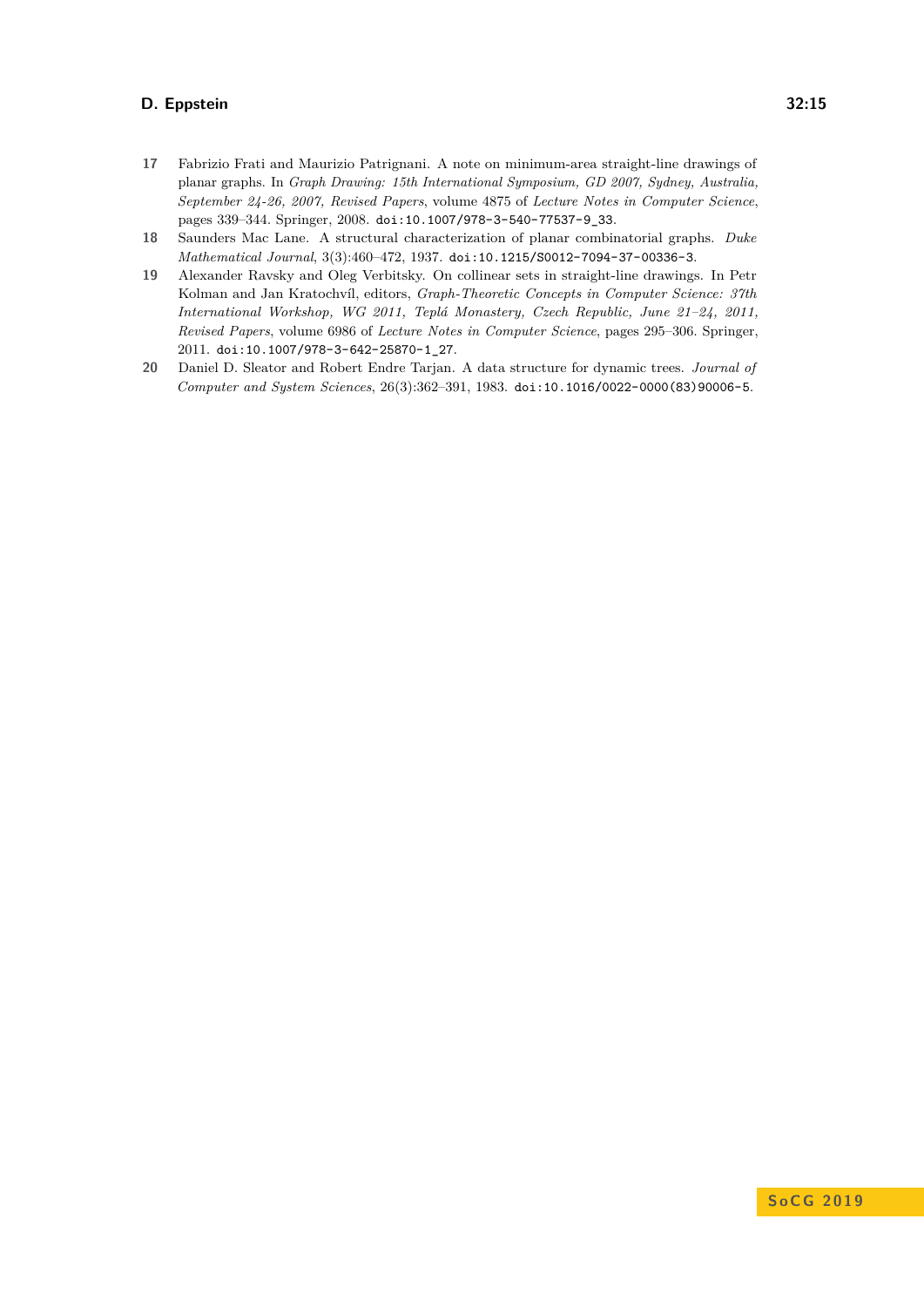17 Fabrizio Frati and Maurizio Patrignani. A note on minimum-area straight-line drawings of planar graphs. In *Graph Drawing: 15th International Symposium, GD 2007, Sydney, Australia, September 24-26, 2007, Revised Papers*, volume 4875 of *Lecture Notes in Computer Science*, pages 339–344. Springer, 2008. doi:10.1007/978-3-540-77537-9_33.

18 Saunders Mac Lane. A structural characterization of planar combinatorial graphs. *Duke Mathematical Journal*, 3(3):460–472, 1937. doi:10.1215/S0012-7094-37-00336-3.

19 Alexander Ravsky and Oleg Verbitsky. On collinear sets in straight-line drawings. In Petr Kolman and Jan Kratochvíl, editors, *Graph-Theoretic Concepts in Computer Science: 37th International Workshop, WG 2011, Teplá Monastery, Czech Republic, June 21–24, 2011, Revised Papers*, volume 6986 of *Lecture Notes in Computer Science*, pages 295–306. Springer, 2011. doi:10.1007/978-3-642-25870-1_27.

20 Daniel D. Sleator and Robert Endre Tarjan. A data structure for dynamic trees. *Journal of Computer and System Sciences*, 26(3):362–391, 1983. doi:10.1016/0022-0000(83)90006-5.